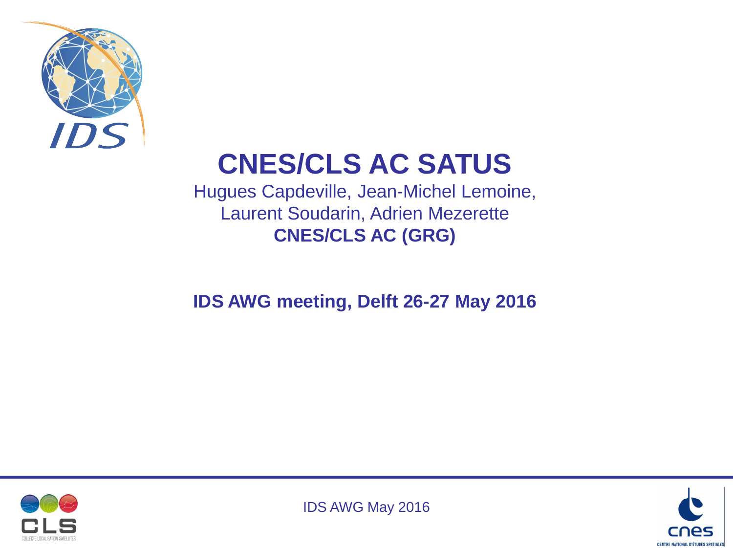# CNES/CLS AC SATUS

Hugues Capdeville, Jean-Michel Lemoine, Laurent Soudarin, Adrien Mezerette

**CNES/CLS AC (GRG)**

**IDS AWG meeting, Delft 26-27 May 2016**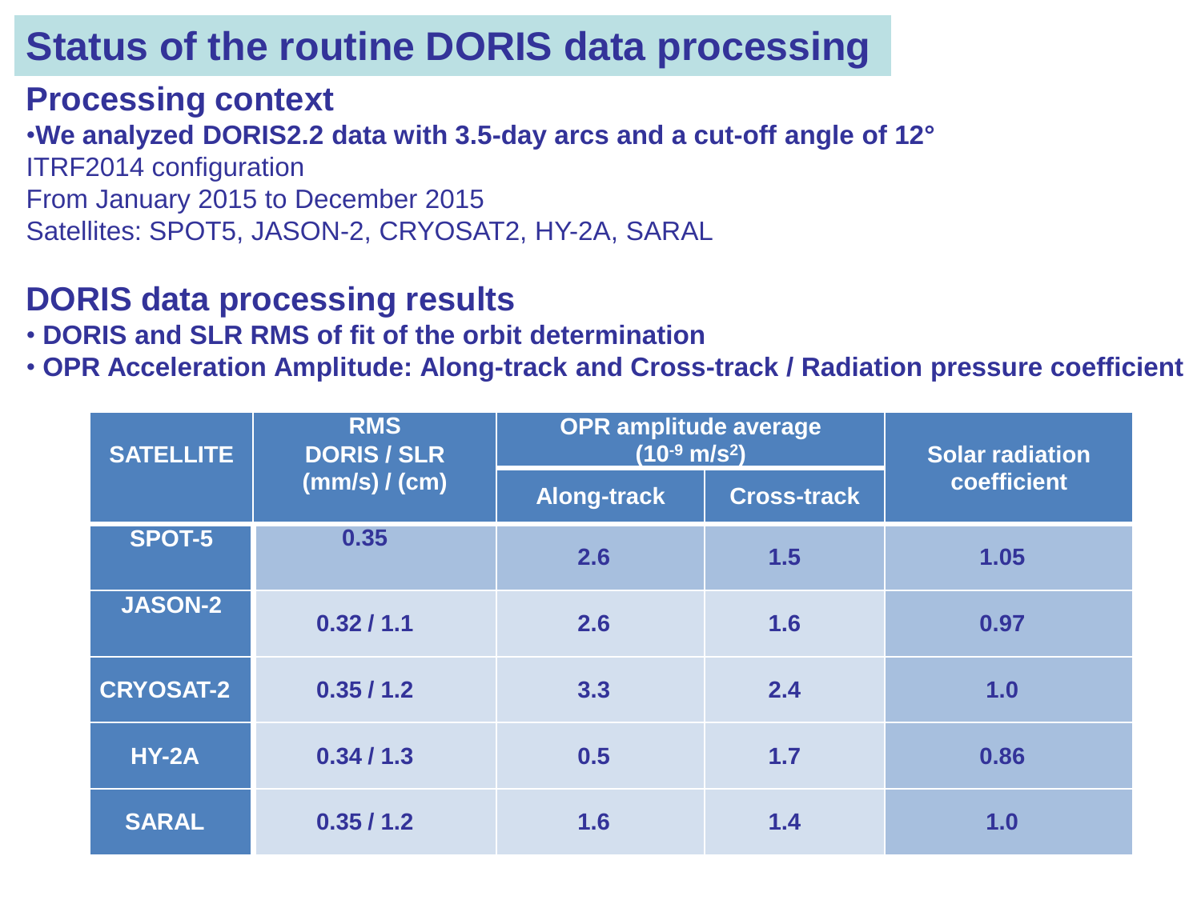# Status of the routine DORIS data processing

## Processing context

- **We analyzed DORIS2.2 data with 3.5-day arcs and a cut-off angle of 12°**

ITRF2014 configuration

From January 2015 to December 2015

Satellites: SPOT5, JASON-2, CRYOSAT2, HY-2A, SARAL

## DORIS data processing results

- **DORIS and SLR RMS of fit of the orbit determination**
- **OPR Acceleration Amplitude: Along-track and Cross-track / Radiation pressure coefficient**

| SATELLITE | RMS DORIS / SLR (mm/s) / (cm) | OPR amplitude average ($10^{-9}$ m/s$^2$) | | Solar radiation coefficient |
|---|---|---|---|---|
| | | Along-track | Cross-track | |
| SPOT-5 | 0.35 | 2.6 | 1.5 | 1.05 |
| JASON-2 | 0.32 / 1.1 | 2.6 | 1.6 | 0.97 |
| CRYOSAT-2 | 0.35 / 1.2 | 3.3 | 2.4 | 1.0 |
| HY-2A | 0.34 / 1.3 | 0.5 | 1.7 | 0.86 |
| SARAL | 0.35 / 1.2 | 1.6 | 1.4 | 1.0 |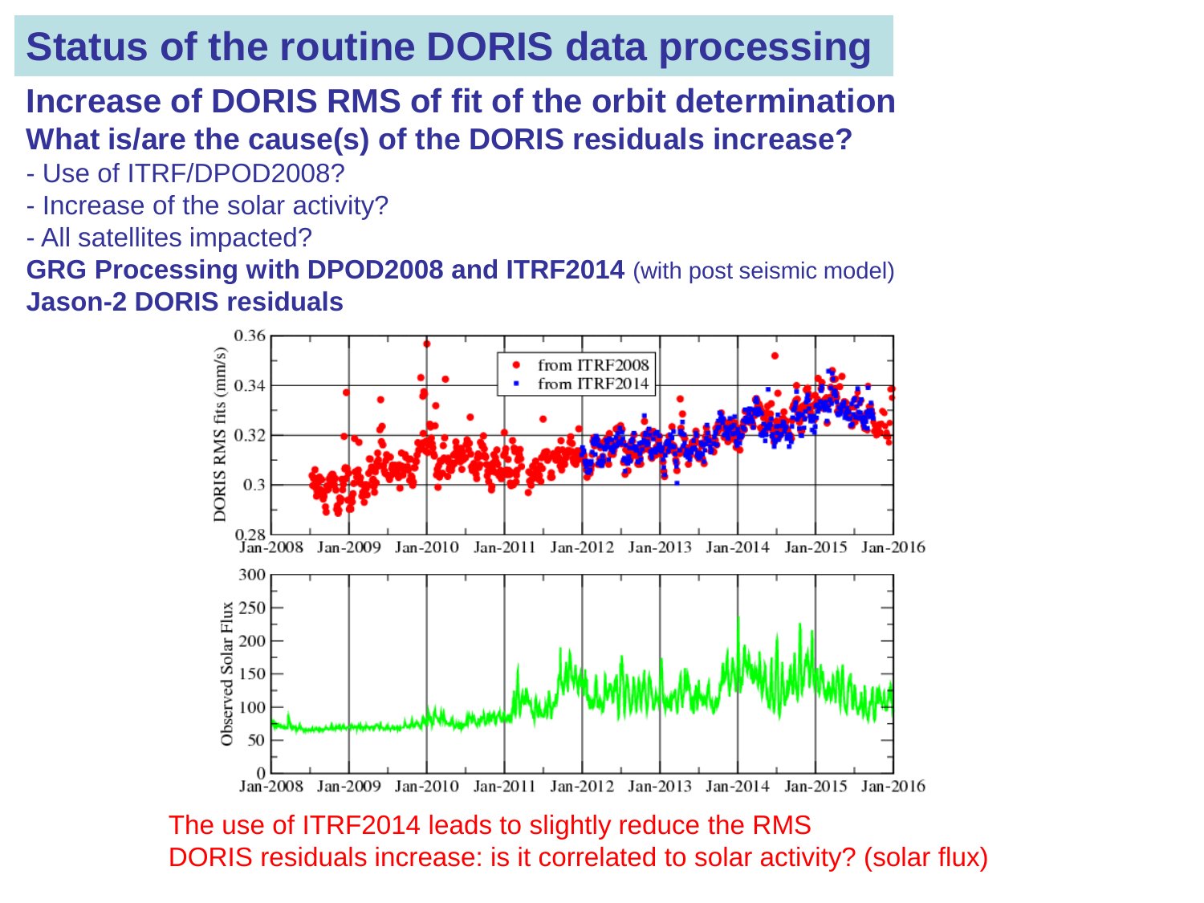# Status of the routine DORIS data processing

**Increase of DORIS RMS of fit of the orbit determination**

**What is/are the cause(s) of the DORIS residuals increase?**

- Use of ITRF/DPOD2008?
- Increase of the solar activity?
- All satellites impacted?

**GRG Processing with DPOD2008 and ITRF2014** (with post seismic model)

**Jason-2 DORIS residuals**

The use of ITRF2014 leads to slightly reduce the RMS

DORIS residuals increase: is it correlated to solar activity? (solar flux)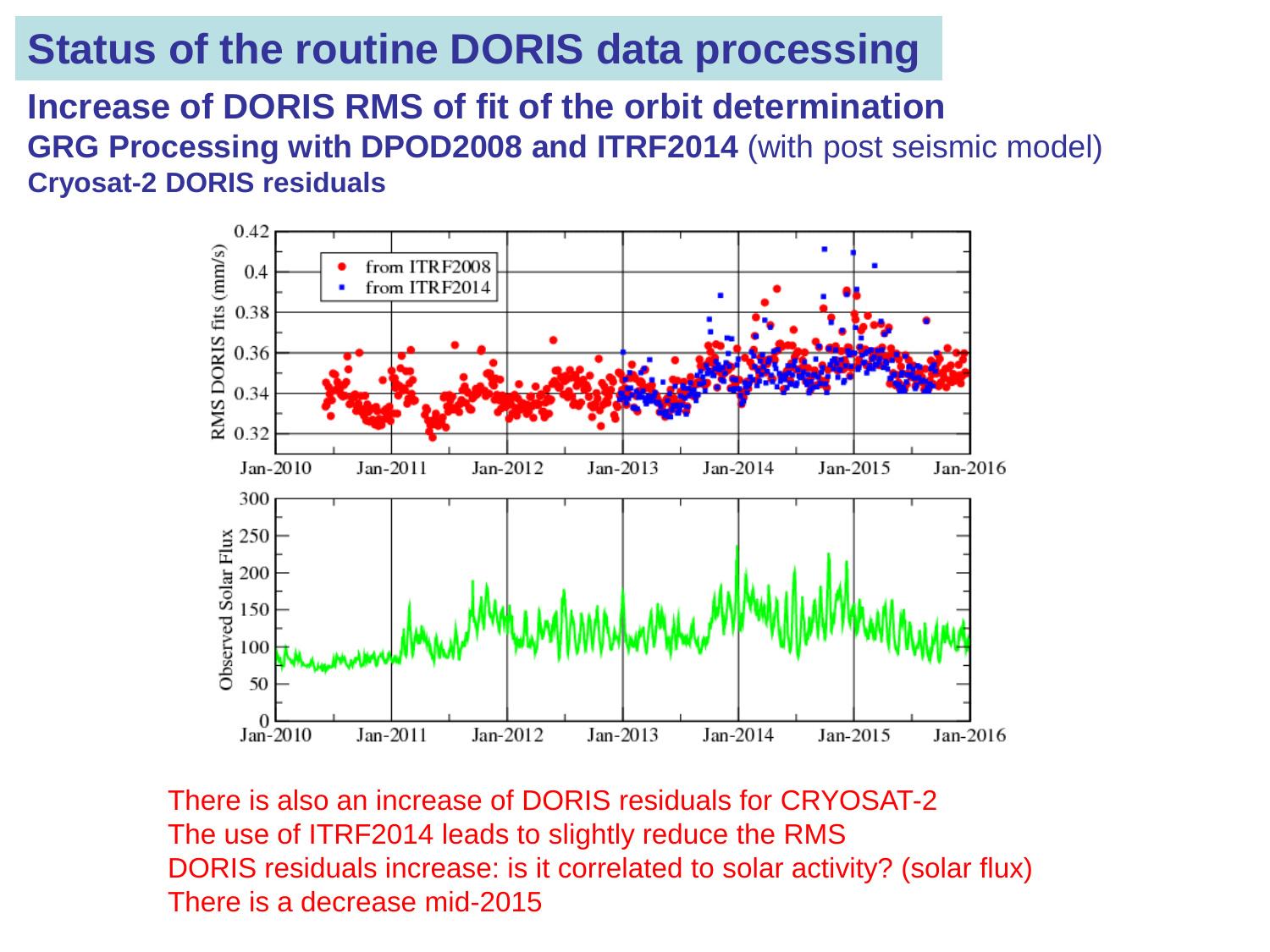# Status of the routine DORIS data processing

## Increase of DORIS RMS of fit of the orbit determination

### GRG Processing with DPOD2008 and ITRF2014 (with post seismic model)

**Cryosat-2 DORIS residuals**

There is also an increase of DORIS residuals for CRYOSAT-2

The use of ITRF2014 leads to slightly reduce the RMS

DORIS residuals increase: is it correlated to solar activity? (solar flux)

There is a decrease mid-2015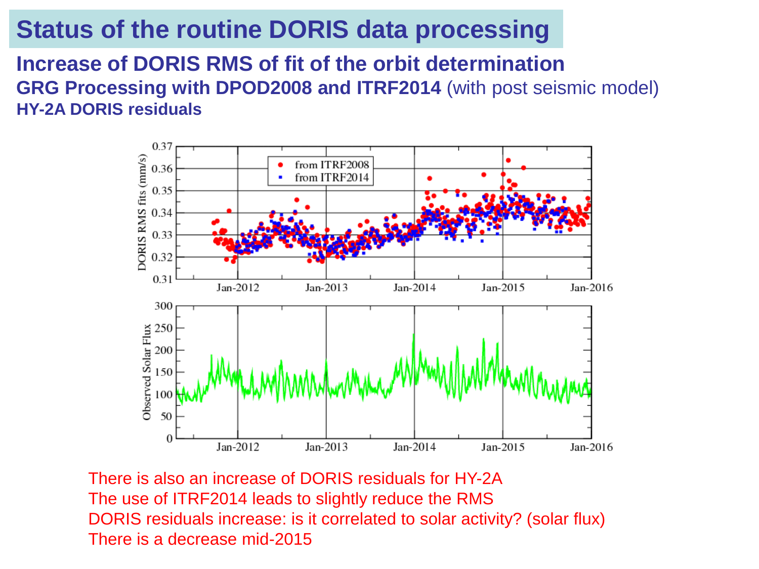# Status of the routine DORIS data processing

## Increase of DORIS RMS of fit of the orbit determination

### **GRG Processing with DPOD2008 and ITRF2014** (with post seismic model)

**HY-2A DORIS residuals**

There is also an increase of DORIS residuals for HY-2A

The use of ITRF2014 leads to slightly reduce the RMS

DORIS residuals increase: is it correlated to solar activity? (solar flux)

There is a decrease mid-2015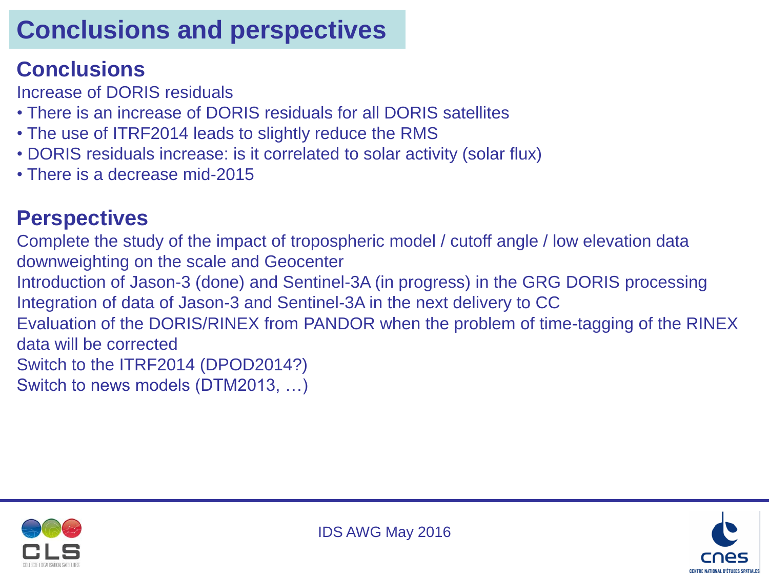# Conclusions and perspectives

## Conclusions

Increase of DORIS residuals

- There is an increase of DORIS residuals for all DORIS satellites
- The use of ITRF2014 leads to slightly reduce the RMS
- DORIS residuals increase: is it correlated to solar activity (solar flux)
- There is a decrease mid-2015

## Perspectives

Complete the study of the impact of tropospheric model / cutoff angle / low elevation data downweighting on the scale and Geocenter

Introduction of Jason-3 (done) and Sentinel-3A (in progress) in the GRG DORIS processing

Integration of data of Jason-3 and Sentinel-3A in the next delivery to CC

Evaluation of the DORIS/RINEX from PANDOR when the problem of time-tagging of the RINEX data will be corrected

Switch to the ITRF2014 (DPOD2014?)

Switch to news models (DTM2013, …)